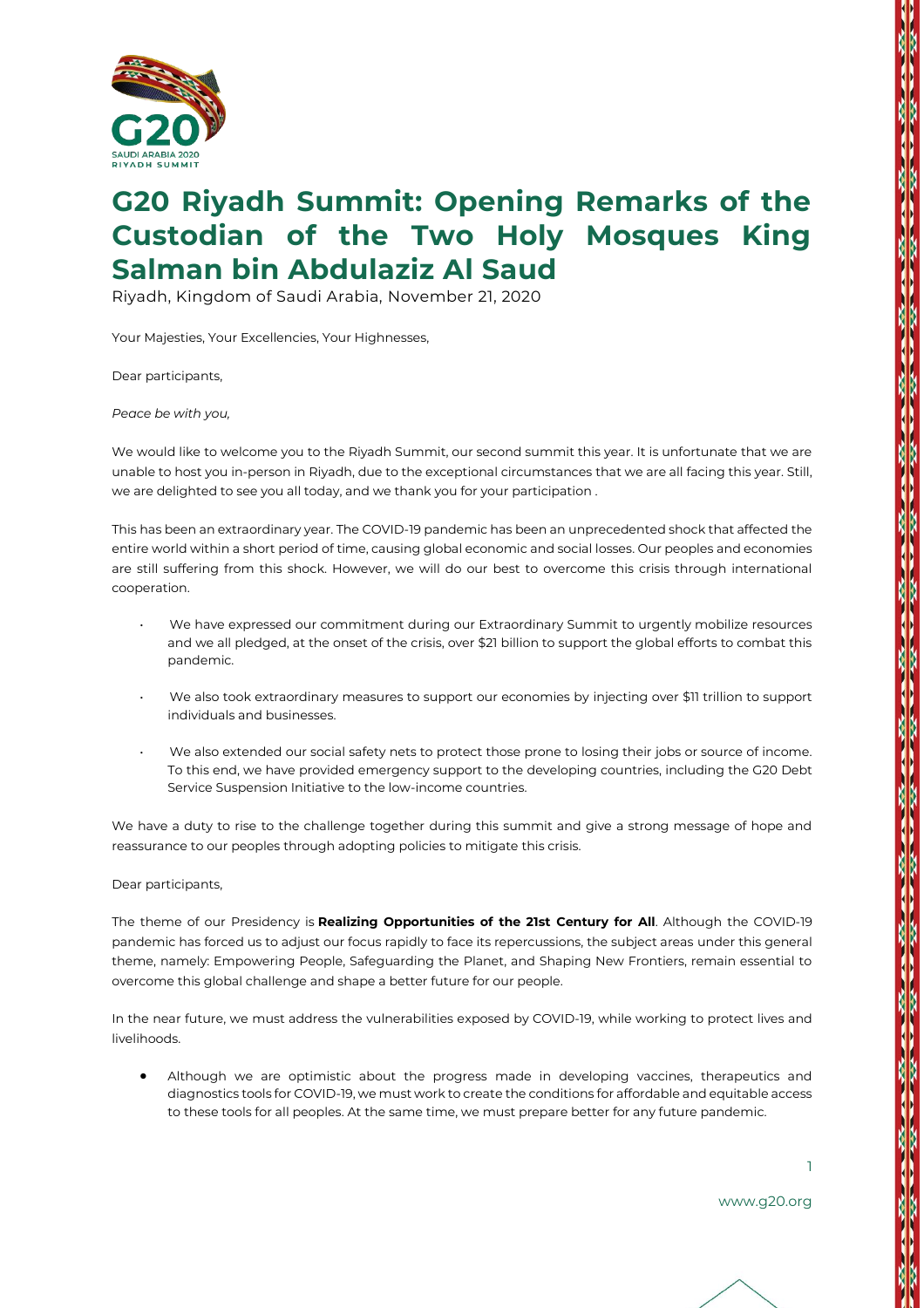# G20 Riyadh Summit: Opening Remarks of the Custodian of the Two Holy Mosques King Salman bin Abdulaziz Al Saud

Riyadh, Kingdom of Saudi Arabia, November 21, 2020

Your Majesties, Your Excellencies, Your Highnesses,

Dear participants,

*Peace be with you,*

We would like to welcome you to the Riyadh Summit, our second summit this year. It is unfortunate that we are unable to host you in-person in Riyadh, due to the exceptional circumstances that we are all facing this year. Still, we are delighted to see you all today, and we thank you for your participation .

This has been an extraordinary year. The COVID-19 pandemic has been an unprecedented shock that affected the entire world within a short period of time, causing global economic and social losses. Our peoples and economies are still suffering from this shock. However, we will do our best to overcome this crisis through international cooperation.

- We have expressed our commitment during our Extraordinary Summit to urgently mobilize resources and we all pledged, at the onset of the crisis, over $21 billion to support the global efforts to combat this pandemic.
- We also took extraordinary measures to support our economies by injecting over $11 trillion to support individuals and businesses.
- We also extended our social safety nets to protect those prone to losing their jobs or source of income. To this end, we have provided emergency support to the developing countries, including the G20 Debt Service Suspension Initiative to the low-income countries.

We have a duty to rise to the challenge together during this summit and give a strong message of hope and reassurance to our peoples through adopting policies to mitigate this crisis.

Dear participants,

The theme of our Presidency is **Realizing Opportunities of the 21st Century for All**. Although the COVID-19 pandemic has forced us to adjust our focus rapidly to face its repercussions, the subject areas under this general theme, namely: Empowering People, Safeguarding the Planet, and Shaping New Frontiers, remain essential to overcome this global challenge and shape a better future for our people.

In the near future, we must address the vulnerabilities exposed by COVID-19, while working to protect lives and livelihoods.

- Although we are optimistic about the progress made in developing vaccines, therapeutics and diagnostics tools for COVID-19, we must work to create the conditions for affordable and equitable access to these tools for all peoples. At the same time, we must prepare better for any future pandemic.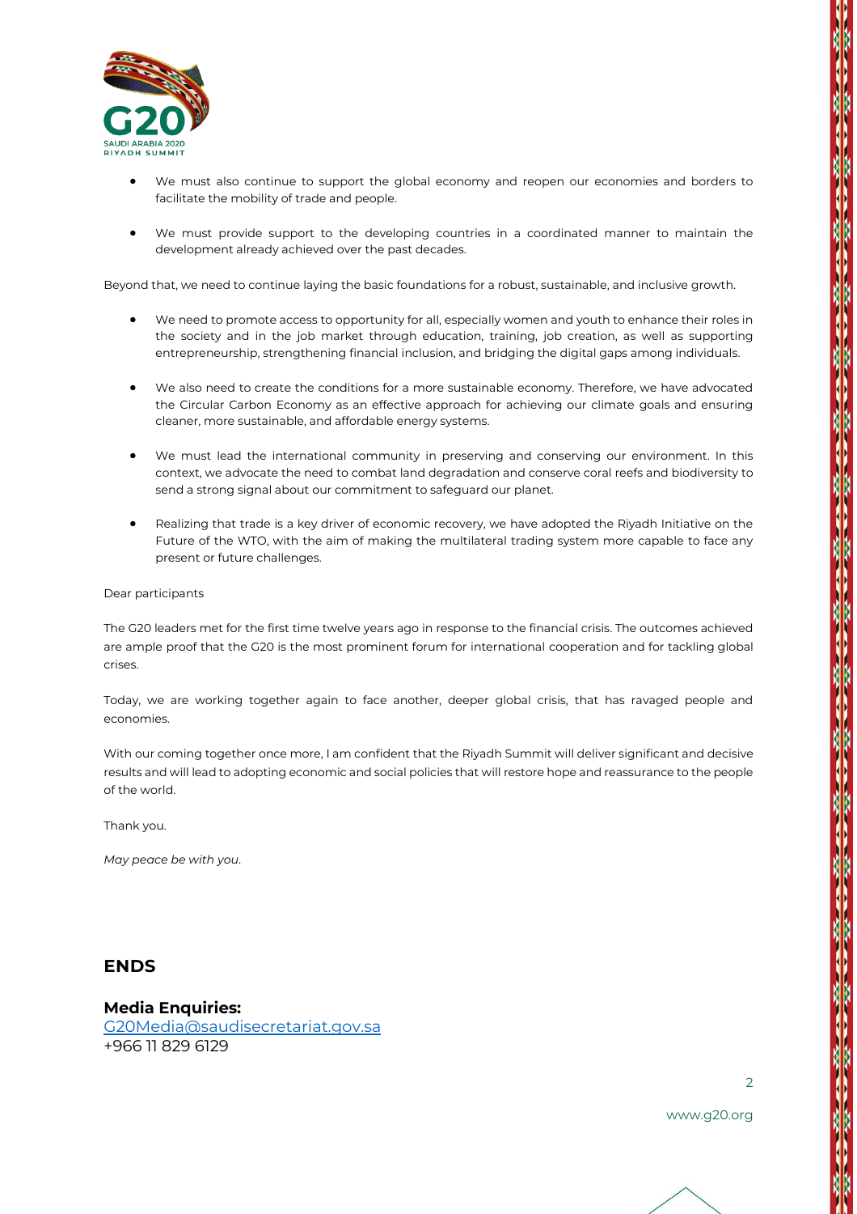- We must also continue to support the global economy and reopen our economies and borders to facilitate the mobility of trade and people.
- We must provide support to the developing countries in a coordinated manner to maintain the development already achieved over the past decades.

Beyond that, we need to continue laying the basic foundations for a robust, sustainable, and inclusive growth.

- We need to promote access to opportunity for all, especially women and youth to enhance their roles in the society and in the job market through education, training, job creation, as well as supporting entrepreneurship, strengthening financial inclusion, and bridging the digital gaps among individuals.
- We also need to create the conditions for a more sustainable economy. Therefore, we have advocated the Circular Carbon Economy as an effective approach for achieving our climate goals and ensuring cleaner, more sustainable, and affordable energy systems.
- We must lead the international community in preserving and conserving our environment. In this context, we advocate the need to combat land degradation and conserve coral reefs and biodiversity to send a strong signal about our commitment to safeguard our planet.
- Realizing that trade is a key driver of economic recovery, we have adopted the Riyadh Initiative on the Future of the WTO, with the aim of making the multilateral trading system more capable to face any present or future challenges.

Dear participants

The G20 leaders met for the first time twelve years ago in response to the financial crisis. The outcomes achieved are ample proof that the G20 is the most prominent forum for international cooperation and for tackling global crises.

Today, we are working together again to face another, deeper global crisis, that has ravaged people and economies.

With our coming together once more, I am confident that the Riyadh Summit will deliver significant and decisive results and will lead to adopting economic and social policies that will restore hope and reassurance to the people of the world.

Thank you.

*May peace be with you*.

## ENDS

**Media Enquiries:**
G20Media@saudisecretariat.gov.sa
+966 11 829 6129